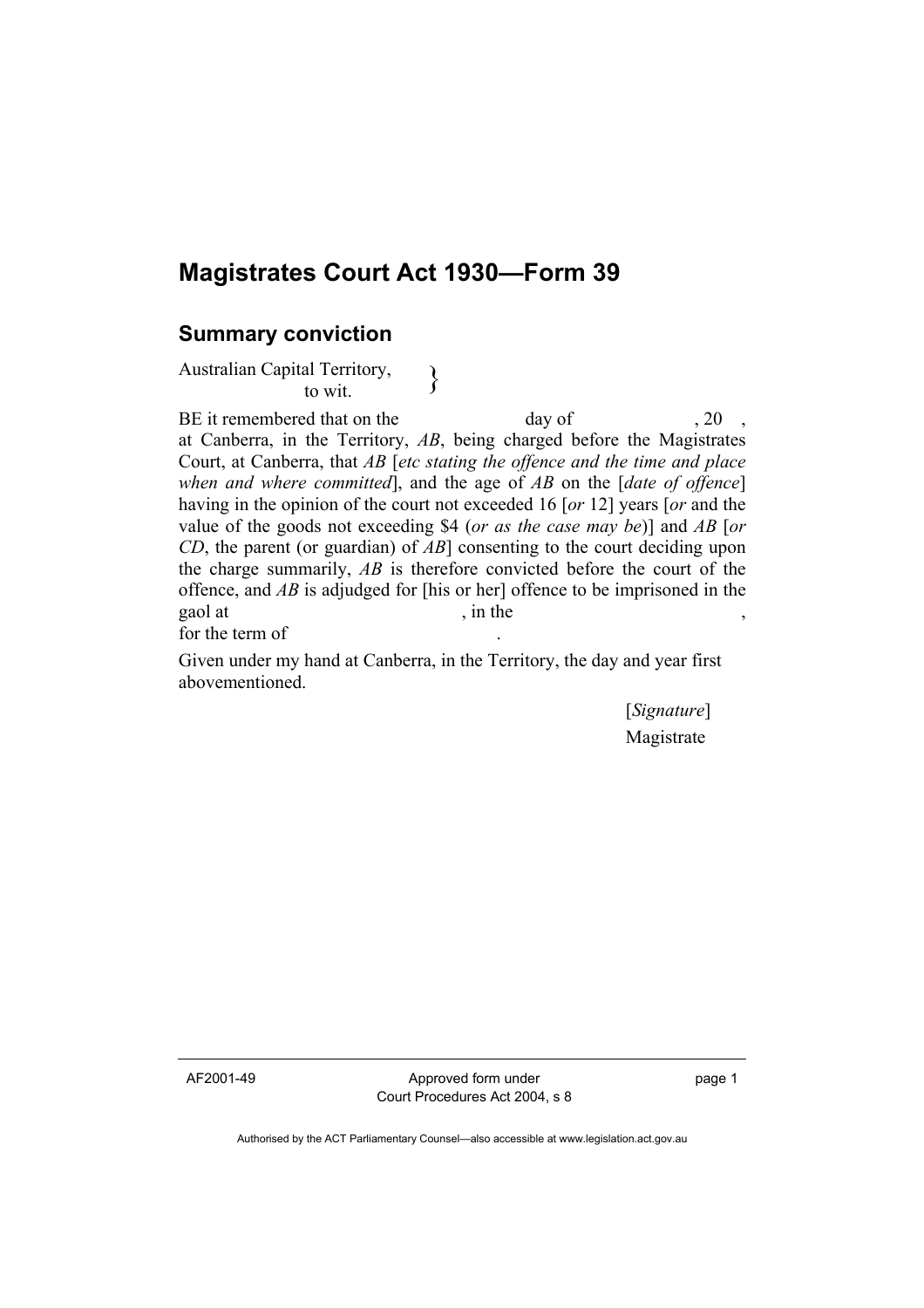# Magistrates Court Act 1930—Form 39

## Summary conviction

Australian Capital Territory, }
to wit.

BE it remembered that on the day of , 20 , at Canberra, in the Territory, *AB*, being charged before the Magistrates Court, at Canberra, that *AB* [*etc stating the offence and the time and place when and where committed*], and the age of *AB* on the [*date of offence*] having in the opinion of the court not exceeded 16 [*or* 12] years [*or* and the value of the goods not exceeding $4 (*or as the case may be*)] and *AB* [*or CD*, the parent (or guardian) of *AB*] consenting to the court deciding upon the charge summarily, *AB* is therefore convicted before the court of the offence, and *AB* is adjudged for [his or her] offence to be imprisoned in the gaol at , in the , for the term of .

Given under my hand at Canberra, in the Territory, the day and year first abovementioned.

[*Signature*]
Magistrate

AF2001-49

Approved form under Court Procedures Act 2004, s 8

Authorised by the ACT Parliamentary Counsel—also accessible at www.legislation.act.gov.au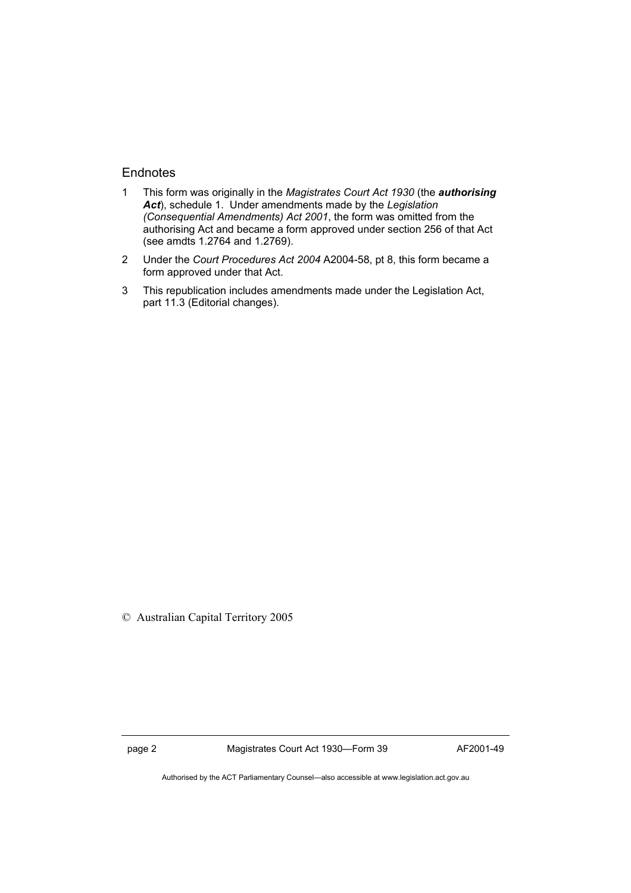## Endnotes

1. This form was originally in the *Magistrates Court Act 1930* (the ***authorising Act***), schedule 1. Under amendments made by the *Legislation (Consequential Amendments) Act 2001*, the form was omitted from the authorising Act and became a form approved under section 256 of that Act (see amdts 1.2764 and 1.2769).
2. Under the *Court Procedures Act 2004* A2004-58, pt 8, this form became a form approved under that Act.
3. This republication includes amendments made under the Legislation Act, part 11.3 (Editorial changes).

© Australian Capital Territory 2005